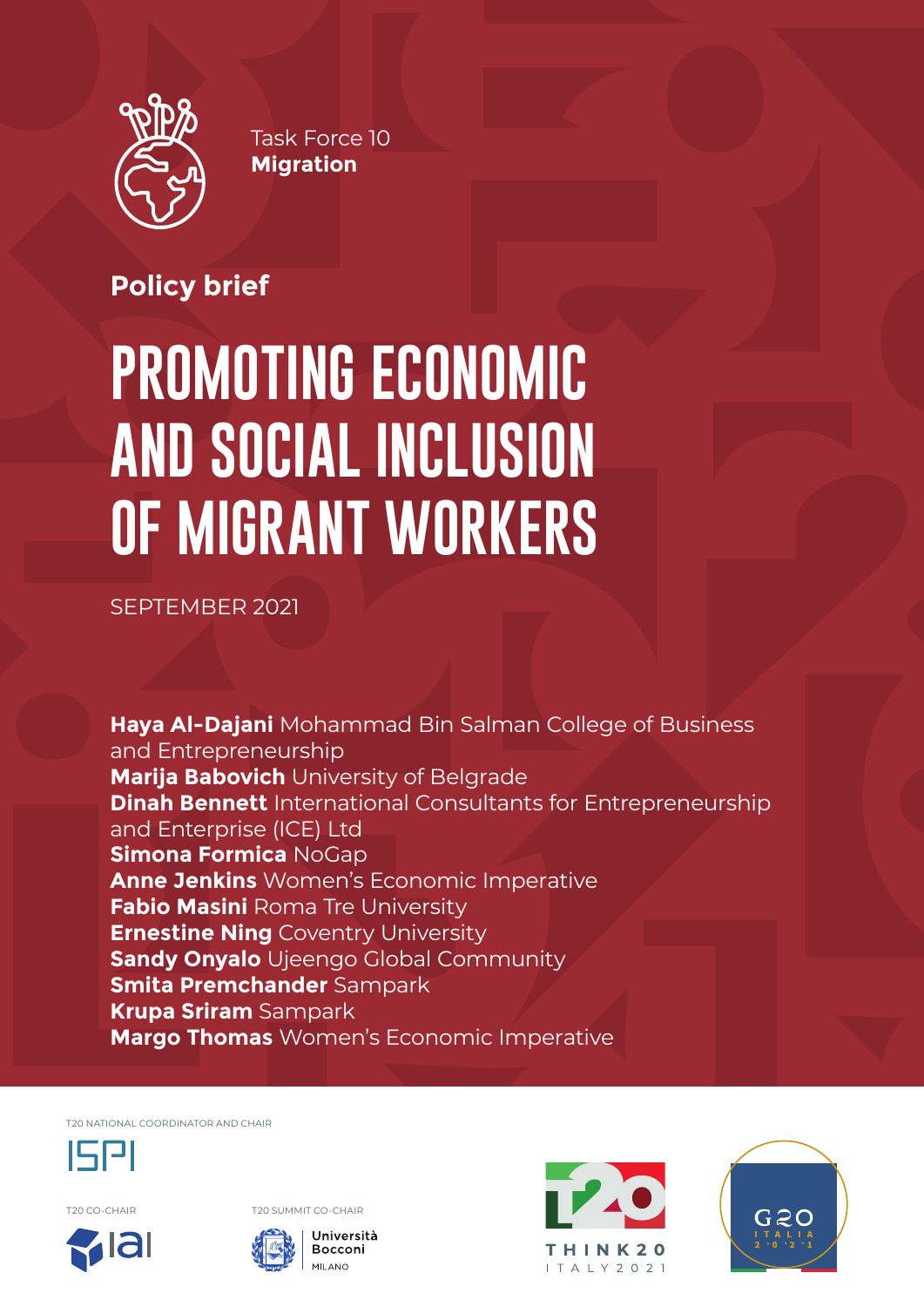Task Force 10
**Migration**

**Policy brief**

# PROMOTING ECONOMIC AND SOCIAL INCLUSION OF MIGRANT WORKERS

SEPTEMBER 2021

**Haya Al-Dajani** Mohammad Bin Salman College of Business and Entrepreneurship
**Marija Babovich** University of Belgrade
**Dinah Bennett** International Consultants for Entrepreneurship and Enterprise (ICE) Ltd
**Simona Formica** NoGap
**Anne Jenkins** Women's Economic Imperative
**Fabio Masini** Roma Tre University
**Ernestine Ning** Coventry University
**Sandy Onyalo** Ujeengo Global Community
**Smita Premchander** Sampark
**Krupa Sriram** Sampark
**Margo Thomas** Women's Economic Imperative

T20 NATIONAL COORDINATOR AND CHAIR

ISPI

T20 CO-CHAIR

IAI

T20 SUMMIT CO-CHAIR

Università Bocconi MILANO

THINK20 ITALY 2021

G20 ITALIA 2021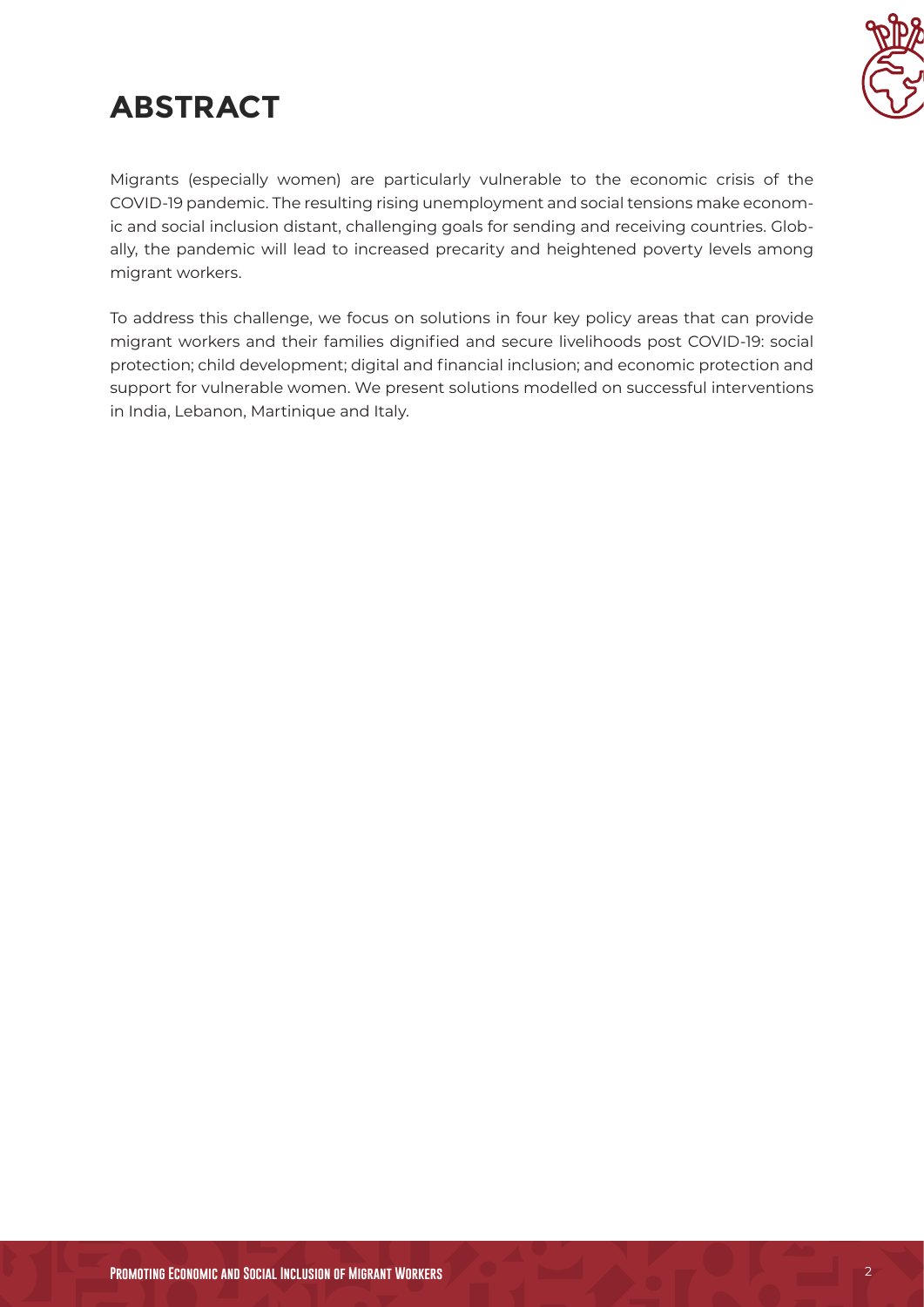# ABSTRACT

Migrants (especially women) are particularly vulnerable to the economic crisis of the COVID-19 pandemic. The resulting rising unemployment and social tensions make economic and social inclusion distant, challenging goals for sending and receiving countries. Globally, the pandemic will lead to increased precarity and heightened poverty levels among migrant workers.

To address this challenge, we focus on solutions in four key policy areas that can provide migrant workers and their families dignified and secure livelihoods post COVID-19: social protection; child development; digital and financial inclusion; and economic protection and support for vulnerable women. We present solutions modelled on successful interventions in India, Lebanon, Martinique and Italy.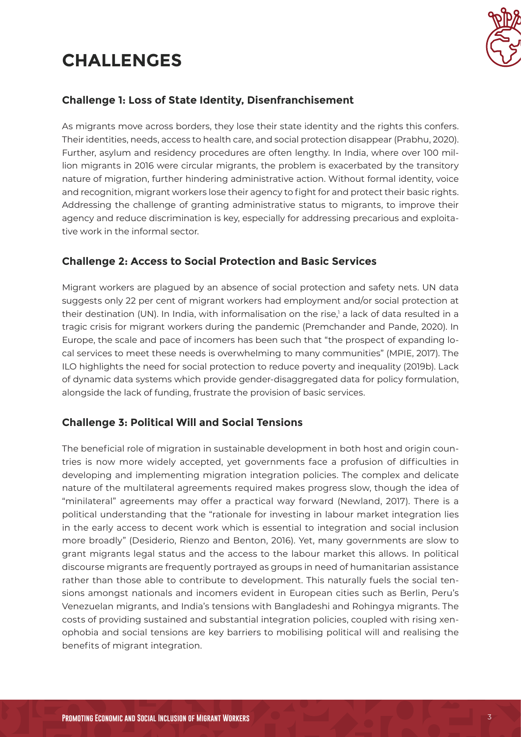# CHALLENGES

## Challenge 1: Loss of State Identity, Disenfranchisement

As migrants move across borders, they lose their state identity and the rights this confers. Their identities, needs, access to health care, and social protection disappear (Prabhu, 2020). Further, asylum and residency procedures are often lengthy. In India, where over 100 million migrants in 2016 were circular migrants, the problem is exacerbated by the transitory nature of migration, further hindering administrative action. Without formal identity, voice and recognition, migrant workers lose their agency to fight for and protect their basic rights. Addressing the challenge of granting administrative status to migrants, to improve their agency and reduce discrimination is key, especially for addressing precarious and exploitative work in the informal sector.

## Challenge 2: Access to Social Protection and Basic Services

Migrant workers are plagued by an absence of social protection and safety nets. UN data suggests only 22 per cent of migrant workers had employment and/or social protection at their destination (UN). In India, with informalisation on the rise,[1] a lack of data resulted in a tragic crisis for migrant workers during the pandemic (Premchander and Pande, 2020). In Europe, the scale and pace of incomers has been such that "the prospect of expanding local services to meet these needs is overwhelming to many communities" (MPIE, 2017). The ILO highlights the need for social protection to reduce poverty and inequality (2019b). Lack of dynamic data systems which provide gender-disaggregated data for policy formulation, alongside the lack of funding, frustrate the provision of basic services.

## Challenge 3: Political Will and Social Tensions

The beneficial role of migration in sustainable development in both host and origin countries is now more widely accepted, yet governments face a profusion of difficulties in developing and implementing migration integration policies. The complex and delicate nature of the multilateral agreements required makes progress slow, though the idea of "minilateral" agreements may offer a practical way forward (Newland, 2017). There is a political understanding that the "rationale for investing in labour market integration lies in the early access to decent work which is essential to integration and social inclusion more broadly" (Desiderio, Rienzo and Benton, 2016). Yet, many governments are slow to grant migrants legal status and the access to the labour market this allows. In political discourse migrants are frequently portrayed as groups in need of humanitarian assistance rather than those able to contribute to development. This naturally fuels the social tensions amongst nationals and incomers evident in European cities such as Berlin, Peru's Venezuelan migrants, and India's tensions with Bangladeshi and Rohingya migrants. The costs of providing sustained and substantial integration policies, coupled with rising xenophobia and social tensions are key barriers to mobilising political will and realising the benefits of migrant integration.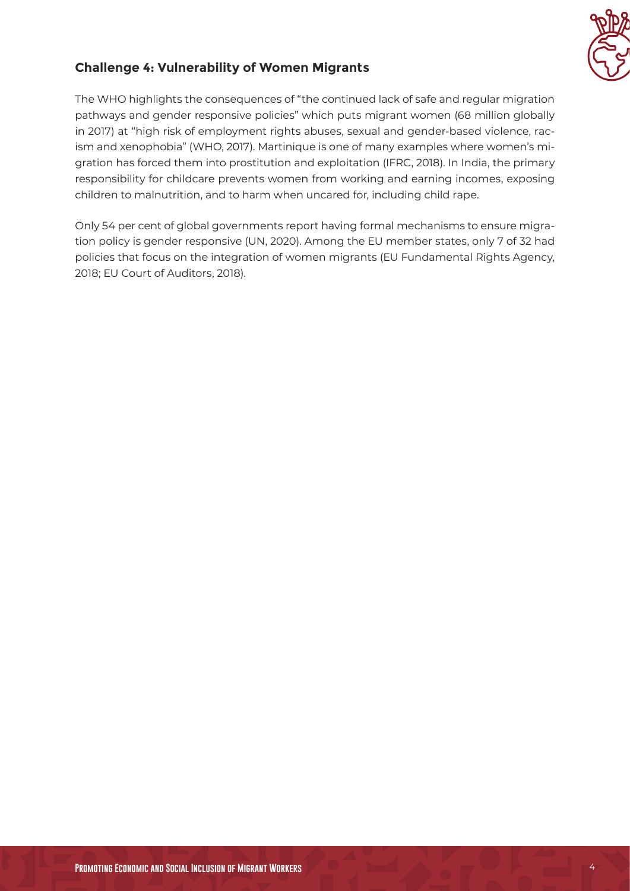## Challenge 4: Vulnerability of Women Migrants

The WHO highlights the consequences of "the continued lack of safe and regular migration pathways and gender responsive policies" which puts migrant women (68 million globally in 2017) at "high risk of employment rights abuses, sexual and gender-based violence, racism and xenophobia" (WHO, 2017). Martinique is one of many examples where women's migration has forced them into prostitution and exploitation (IFRC, 2018). In India, the primary responsibility for childcare prevents women from working and earning incomes, exposing children to malnutrition, and to harm when uncared for, including child rape.

Only 54 per cent of global governments report having formal mechanisms to ensure migration policy is gender responsive (UN, 2020). Among the EU member states, only 7 of 32 had policies that focus on the integration of women migrants (EU Fundamental Rights Agency, 2018; EU Court of Auditors, 2018).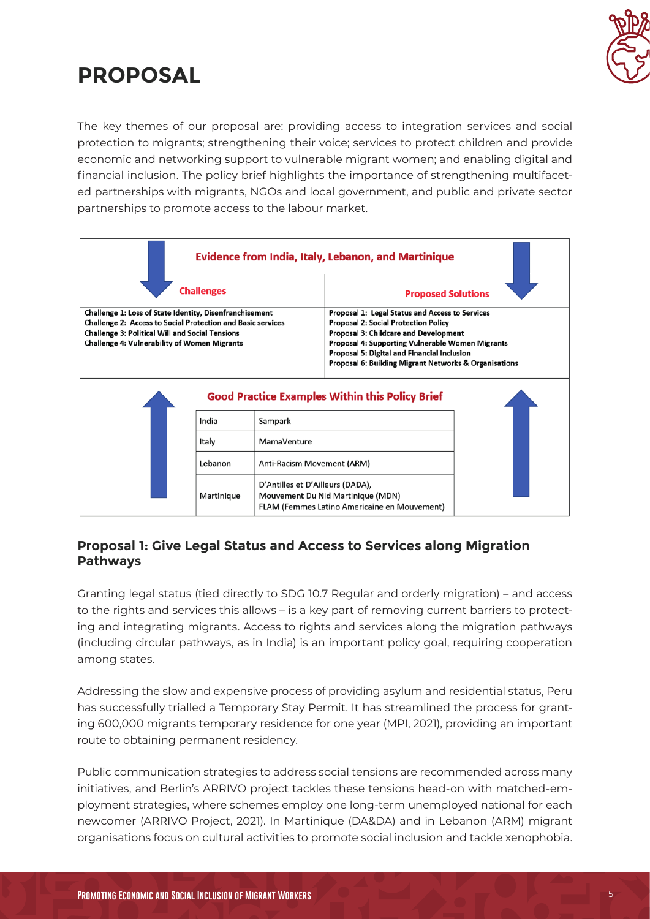# PROPOSAL

The key themes of our proposal are: providing access to integration services and social protection to migrants; strengthening their voice; services to protect children and provide economic and networking support to vulnerable migrant women; and enabling digital and financial inclusion. The policy brief highlights the importance of strengthening multifaceted partnerships with migrants, NGOs and local government, and public and private sector partnerships to promote access to the labour market.

**Evidence from India, Italy, Lebanon, and Martinique**

| Challenges | Proposed Solutions |
|---|---|
| **Challenge 1: Loss of State Identity, Disenfranchisement**<br>**Challenge 2: Access to Social Protection and Basic services**<br>**Challenge 3: Political Will and Social Tensions**<br>**Challenge 4: Vulnerability of Women Migrants** | **Proposal 1: Legal Status and Access to Services**<br>**Proposal 2: Social Protection Policy**<br>**Proposal 3: Childcare and Development**<br>**Proposal 4: Supporting Vulnerable Women Migrants**<br>**Proposal 5: Digital and Financial Inclusion**<br>**Proposal 6: Building Migrant Networks & Organisations** |

**Good Practice Examples Within this Policy Brief**

| Country | Example |
|---|---|
| India | Sampark |
| Italy | MamaVenture |
| Lebanon | Anti-Racism Movement (ARM) |
| Martinique | D'Antilles et D'Ailleurs (DADA),<br>Mouvement Du Nid Martinique (MDN)<br>FLAM (Femmes Latino Americaine en Mouvement) |

### Proposal 1: Give Legal Status and Access to Services along Migration Pathways

Granting legal status (tied directly to SDG 10.7 Regular and orderly migration) – and access to the rights and services this allows – is a key part of removing current barriers to protecting and integrating migrants. Access to rights and services along the migration pathways (including circular pathways, as in India) is an important policy goal, requiring cooperation among states.

Addressing the slow and expensive process of providing asylum and residential status, Peru has successfully trialled a Temporary Stay Permit. It has streamlined the process for granting 600,000 migrants temporary residence for one year (MPI, 2021), providing an important route to obtaining permanent residency.

Public communication strategies to address social tensions are recommended across many initiatives, and Berlin's ARRIVO project tackles these tensions head-on with matched-employment strategies, where schemes employ one long-term unemployed national for each newcomer (ARRIVO Project, 2021). In Martinique (DA&DA) and in Lebanon (ARM) migrant organisations focus on cultural activities to promote social inclusion and tackle xenophobia.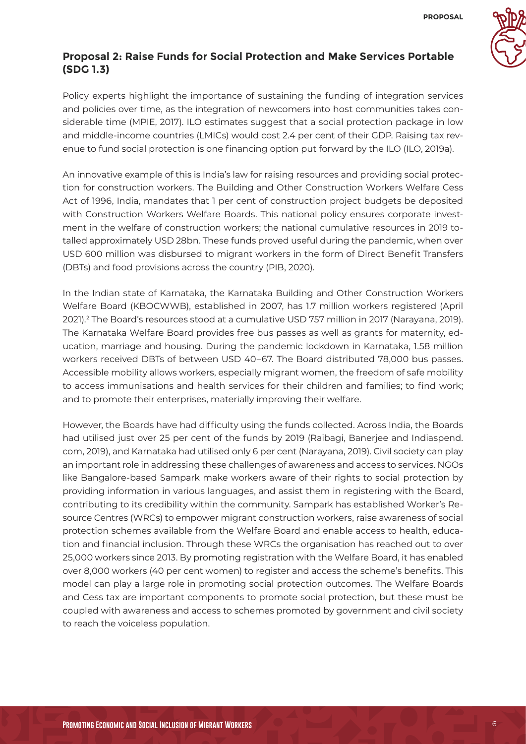## Proposal 2: Raise Funds for Social Protection and Make Services Portable (SDG 1.3)

Policy experts highlight the importance of sustaining the funding of integration services and policies over time, as the integration of newcomers into host communities takes considerable time (MPIE, 2017). ILO estimates suggest that a social protection package in low and middle-income countries (LMICs) would cost 2.4 per cent of their GDP. Raising tax revenue to fund social protection is one financing option put forward by the ILO (ILO, 2019a).

An innovative example of this is India's law for raising resources and providing social protection for construction workers. The Building and Other Construction Workers Welfare Cess Act of 1996, India, mandates that 1 per cent of construction project budgets be deposited with Construction Workers Welfare Boards. This national policy ensures corporate investment in the welfare of construction workers; the national cumulative resources in 2019 totalled approximately USD 28bn. These funds proved useful during the pandemic, when over USD 600 million was disbursed to migrant workers in the form of Direct Benefit Transfers (DBTs) and food provisions across the country (PIB, 2020).

In the Indian state of Karnataka, the Karnataka Building and Other Construction Workers Welfare Board (KBOCWWB), established in 2007, has 1.7 million workers registered (April 2021).[2] The Board's resources stood at a cumulative USD 757 million in 2017 (Narayana, 2019). The Karnataka Welfare Board provides free bus passes as well as grants for maternity, education, marriage and housing. During the pandemic lockdown in Karnataka, 1.58 million workers received DBTs of between USD 40–67. The Board distributed 78,000 bus passes. Accessible mobility allows workers, especially migrant women, the freedom of safe mobility to access immunisations and health services for their children and families; to find work; and to promote their enterprises, materially improving their welfare.

However, the Boards have had difficulty using the funds collected. Across India, the Boards had utilised just over 25 per cent of the funds by 2019 (Raibagi, Banerjee and Indiaspend.com, 2019), and Karnataka had utilised only 6 per cent (Narayana, 2019). Civil society can play an important role in addressing these challenges of awareness and access to services. NGOs like Bangalore-based Sampark make workers aware of their rights to social protection by providing information in various languages, and assist them in registering with the Board, contributing to its credibility within the community. Sampark has established Worker's Resource Centres (WRCs) to empower migrant construction workers, raise awareness of social protection schemes available from the Welfare Board and enable access to health, education and financial inclusion. Through these WRCs the organisation has reached out to over 25,000 workers since 2013. By promoting registration with the Welfare Board, it has enabled over 8,000 workers (40 per cent women) to register and access the scheme's benefits. This model can play a large role in promoting social protection outcomes. The Welfare Boards and Cess tax are important components to promote social protection, but these must be coupled with awareness and access to schemes promoted by government and civil society to reach the voiceless population.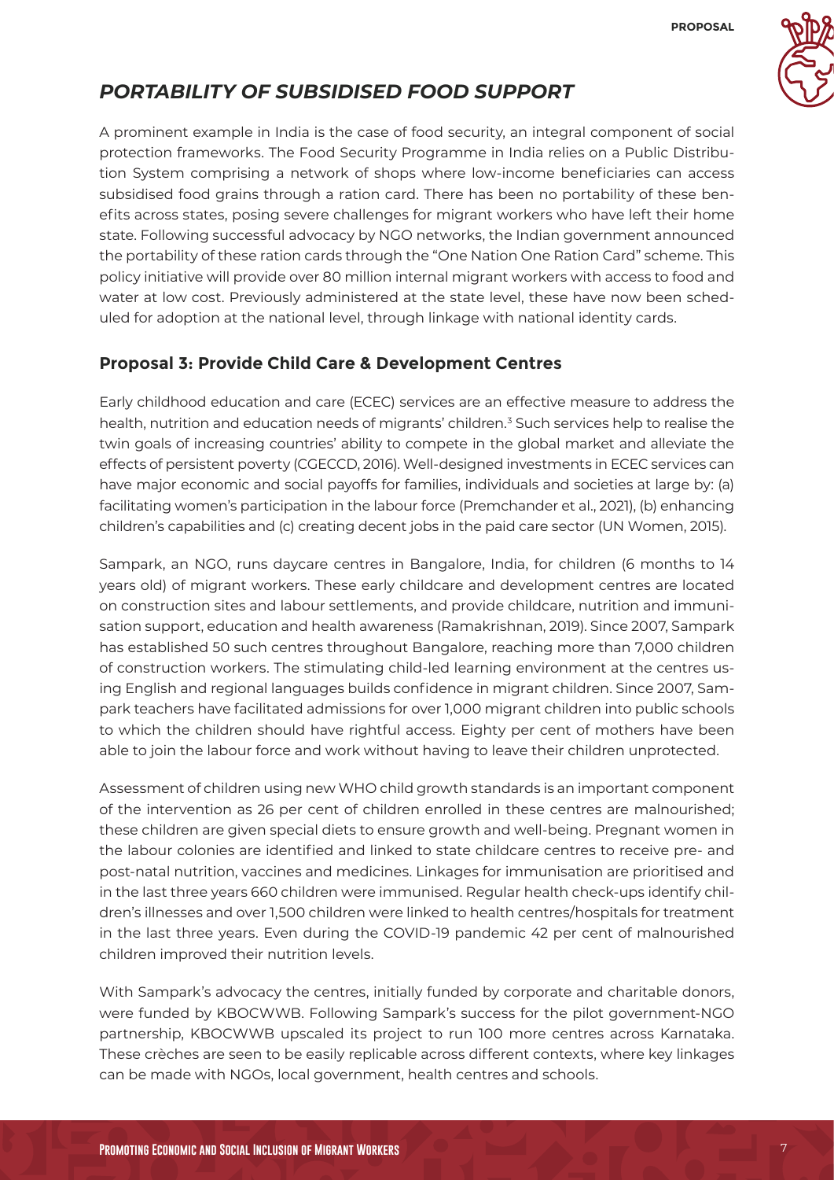## *PORTABILITY OF SUBSIDISED FOOD SUPPORT*

A prominent example in India is the case of food security, an integral component of social protection frameworks. The Food Security Programme in India relies on a Public Distribution System comprising a network of shops where low-income beneficiaries can access subsidised food grains through a ration card. There has been no portability of these benefits across states, posing severe challenges for migrant workers who have left their home state. Following successful advocacy by NGO networks, the Indian government announced the portability of these ration cards through the "One Nation One Ration Card" scheme. This policy initiative will provide over 80 million internal migrant workers with access to food and water at low cost. Previously administered at the state level, these have now been scheduled for adoption at the national level, through linkage with national identity cards.

### Proposal 3: Provide Child Care & Development Centres

Early childhood education and care (ECEC) services are an effective measure to address the health, nutrition and education needs of migrants' children.[3] Such services help to realise the twin goals of increasing countries' ability to compete in the global market and alleviate the effects of persistent poverty (CGECCD, 2016). Well-designed investments in ECEC services can have major economic and social payoffs for families, individuals and societies at large by: (a) facilitating women's participation in the labour force (Premchander et al., 2021), (b) enhancing children's capabilities and (c) creating decent jobs in the paid care sector (UN Women, 2015).

Sampark, an NGO, runs daycare centres in Bangalore, India, for children (6 months to 14 years old) of migrant workers. These early childcare and development centres are located on construction sites and labour settlements, and provide childcare, nutrition and immunisation support, education and health awareness (Ramakrishnan, 2019). Since 2007, Sampark has established 50 such centres throughout Bangalore, reaching more than 7,000 children of construction workers. The stimulating child-led learning environment at the centres using English and regional languages builds confidence in migrant children. Since 2007, Sampark teachers have facilitated admissions for over 1,000 migrant children into public schools to which the children should have rightful access. Eighty per cent of mothers have been able to join the labour force and work without having to leave their children unprotected.

Assessment of children using new WHO child growth standards is an important component of the intervention as 26 per cent of children enrolled in these centres are malnourished; these children are given special diets to ensure growth and well-being. Pregnant women in the labour colonies are identified and linked to state childcare centres to receive pre- and post-natal nutrition, vaccines and medicines. Linkages for immunisation are prioritised and in the last three years 660 children were immunised. Regular health check-ups identify children's illnesses and over 1,500 children were linked to health centres/hospitals for treatment in the last three years. Even during the COVID-19 pandemic 42 per cent of malnourished children improved their nutrition levels.

With Sampark's advocacy the centres, initially funded by corporate and charitable donors, were funded by KBOCWWB. Following Sampark's success for the pilot government-NGO partnership, KBOCWWB upscaled its project to run 100 more centres across Karnataka. These crèches are seen to be easily replicable across different contexts, where key linkages can be made with NGOs, local government, health centres and schools.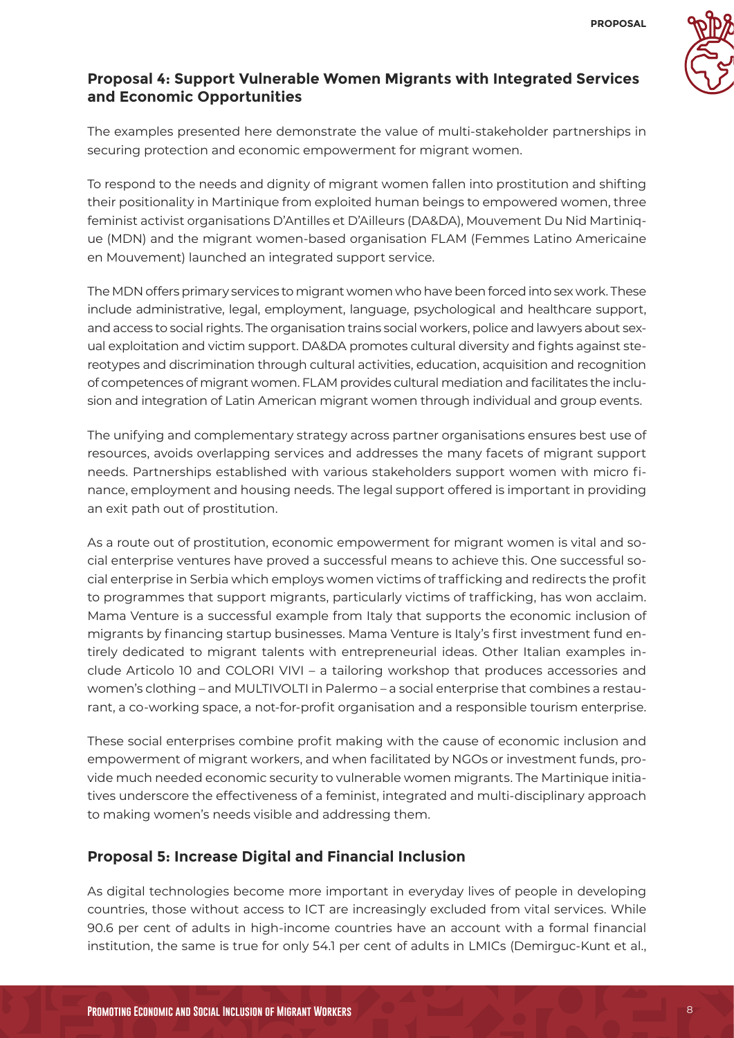## Proposal 4: Support Vulnerable Women Migrants with Integrated Services and Economic Opportunities

The examples presented here demonstrate the value of multi-stakeholder partnerships in securing protection and economic empowerment for migrant women.

To respond to the needs and dignity of migrant women fallen into prostitution and shifting their positionality in Martinique from exploited human beings to empowered women, three feminist activist organisations D'Antilles et D'Ailleurs (DA&DA), Mouvement Du Nid Martinique (MDN) and the migrant women-based organisation FLAM (Femmes Latino Americaine en Mouvement) launched an integrated support service.

The MDN offers primary services to migrant women who have been forced into sex work. These include administrative, legal, employment, language, psychological and healthcare support, and access to social rights. The organisation trains social workers, police and lawyers about sexual exploitation and victim support. DA&DA promotes cultural diversity and fights against stereotypes and discrimination through cultural activities, education, acquisition and recognition of competences of migrant women. FLAM provides cultural mediation and facilitates the inclusion and integration of Latin American migrant women through individual and group events.

The unifying and complementary strategy across partner organisations ensures best use of resources, avoids overlapping services and addresses the many facets of migrant support needs. Partnerships established with various stakeholders support women with micro finance, employment and housing needs. The legal support offered is important in providing an exit path out of prostitution.

As a route out of prostitution, economic empowerment for migrant women is vital and social enterprise ventures have proved a successful means to achieve this. One successful social enterprise in Serbia which employs women victims of trafficking and redirects the profit to programmes that support migrants, particularly victims of trafficking, has won acclaim. Mama Venture is a successful example from Italy that supports the economic inclusion of migrants by financing startup businesses. Mama Venture is Italy's first investment fund entirely dedicated to migrant talents with entrepreneurial ideas. Other Italian examples include Articolo 10 and COLORI VIVI – a tailoring workshop that produces accessories and women's clothing – and MULTIVOLTI in Palermo – a social enterprise that combines a restaurant, a co-working space, a not-for-profit organisation and a responsible tourism enterprise.

These social enterprises combine profit making with the cause of economic inclusion and empowerment of migrant workers, and when facilitated by NGOs or investment funds, provide much needed economic security to vulnerable women migrants. The Martinique initiatives underscore the effectiveness of a feminist, integrated and multi-disciplinary approach to making women's needs visible and addressing them.

## Proposal 5: Increase Digital and Financial Inclusion

As digital technologies become more important in everyday lives of people in developing countries, those without access to ICT are increasingly excluded from vital services. While 90.6 per cent of adults in high-income countries have an account with a formal financial institution, the same is true for only 54.1 per cent of adults in LMICs (Demirguc-Kunt et al.,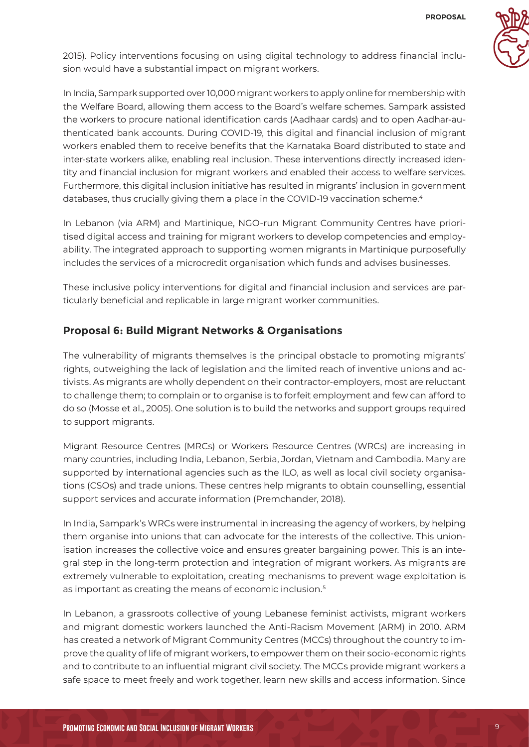2015). Policy interventions focusing on using digital technology to address financial inclusion would have a substantial impact on migrant workers.

In India, Sampark supported over 10,000 migrant workers to apply online for membership with the Welfare Board, allowing them access to the Board's welfare schemes. Sampark assisted the workers to procure national identification cards (Aadhaar cards) and to open Aadhar-authenticated bank accounts. During COVID-19, this digital and financial inclusion of migrant workers enabled them to receive benefits that the Karnataka Board distributed to state and inter-state workers alike, enabling real inclusion. These interventions directly increased identity and financial inclusion for migrant workers and enabled their access to welfare services. Furthermore, this digital inclusion initiative has resulted in migrants' inclusion in government databases, thus crucially giving them a place in the COVID-19 vaccination scheme.[4]

In Lebanon (via ARM) and Martinique, NGO-run Migrant Community Centres have prioritised digital access and training for migrant workers to develop competencies and employability. The integrated approach to supporting women migrants in Martinique purposefully includes the services of a microcredit organisation which funds and advises businesses.

These inclusive policy interventions for digital and financial inclusion and services are particularly beneficial and replicable in large migrant worker communities.

## Proposal 6: Build Migrant Networks & Organisations

The vulnerability of migrants themselves is the principal obstacle to promoting migrants' rights, outweighing the lack of legislation and the limited reach of inventive unions and activists. As migrants are wholly dependent on their contractor-employers, most are reluctant to challenge them; to complain or to organise is to forfeit employment and few can afford to do so (Mosse et al., 2005). One solution is to build the networks and support groups required to support migrants.

Migrant Resource Centres (MRCs) or Workers Resource Centres (WRCs) are increasing in many countries, including India, Lebanon, Serbia, Jordan, Vietnam and Cambodia. Many are supported by international agencies such as the ILO, as well as local civil society organisations (CSOs) and trade unions. These centres help migrants to obtain counselling, essential support services and accurate information (Premchander, 2018).

In India, Sampark's WRCs were instrumental in increasing the agency of workers, by helping them organise into unions that can advocate for the interests of the collective. This unionisation increases the collective voice and ensures greater bargaining power. This is an integral step in the long-term protection and integration of migrant workers. As migrants are extremely vulnerable to exploitation, creating mechanisms to prevent wage exploitation is as important as creating the means of economic inclusion.[5]

In Lebanon, a grassroots collective of young Lebanese feminist activists, migrant workers and migrant domestic workers launched the Anti-Racism Movement (ARM) in 2010. ARM has created a network of Migrant Community Centres (MCCs) throughout the country to improve the quality of life of migrant workers, to empower them on their socio-economic rights and to contribute to an influential migrant civil society. The MCCs provide migrant workers a safe space to meet freely and work together, learn new skills and access information. Since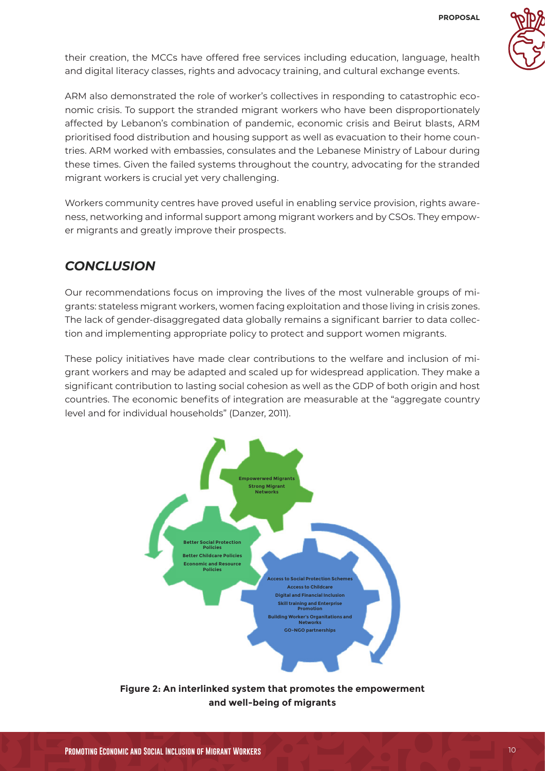their creation, the MCCs have offered free services including education, language, health and digital literacy classes, rights and advocacy training, and cultural exchange events.

ARM also demonstrated the role of worker's collectives in responding to catastrophic economic crisis. To support the stranded migrant workers who have been disproportionately affected by Lebanon's combination of pandemic, economic crisis and Beirut blasts, ARM prioritised food distribution and housing support as well as evacuation to their home countries. ARM worked with embassies, consulates and the Lebanese Ministry of Labour during these times. Given the failed systems throughout the country, advocating for the stranded migrant workers is crucial yet very challenging.

Workers community centres have proved useful in enabling service provision, rights awareness, networking and informal support among migrant workers and by CSOs. They empower migrants and greatly improve their prospects.

## *CONCLUSION*

Our recommendations focus on improving the lives of the most vulnerable groups of migrants: stateless migrant workers, women facing exploitation and those living in crisis zones. The lack of gender-disaggregated data globally remains a significant barrier to data collection and implementing appropriate policy to protect and support women migrants.

These policy initiatives have made clear contributions to the welfare and inclusion of migrant workers and may be adapted and scaled up for widespread application. They make a significant contribution to lasting social cohesion as well as the GDP of both origin and host countries. The economic benefits of integration are measurable at the "aggregate country level and for individual households" (Danzer, 2011).

Empowerwed Migrants
Strong Migrant Networks

Better Social Protection Policies
Better Childcare Policies
Economic and Resource Policies

Access to Social Protection Schemes
Access to Childcare
Digital and Financial Inclusion
Skill training and Enterprise Promotion
Building Worker's Organitations and Networks
GO-NGO partnerships

**Figure 2: An interlinked system that promotes the empowerment and well-being of migrants**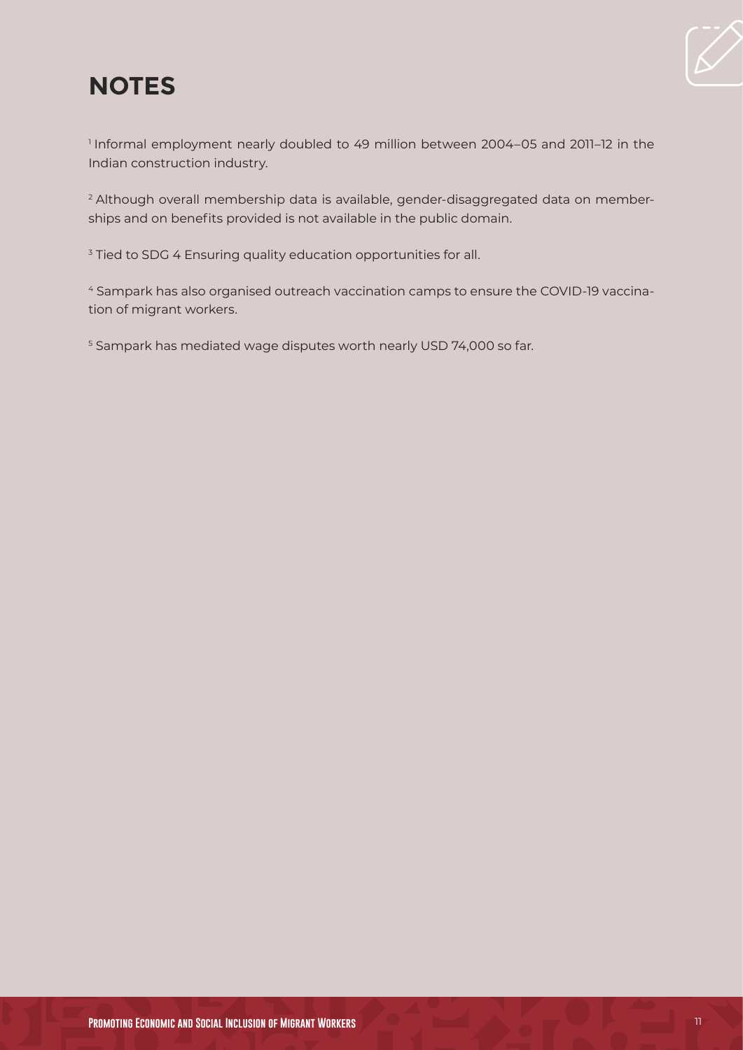## NOTES

[1] Informal employment nearly doubled to 49 million between 2004–05 and 2011–12 in the Indian construction industry.

[2] Although overall membership data is available, gender-disaggregated data on memberships and on benefits provided is not available in the public domain.

[3] Tied to SDG 4 Ensuring quality education opportunities for all.

[4] Sampark has also organised outreach vaccination camps to ensure the COVID-19 vaccination of migrant workers.

[5] Sampark has mediated wage disputes worth nearly USD 74,000 so far.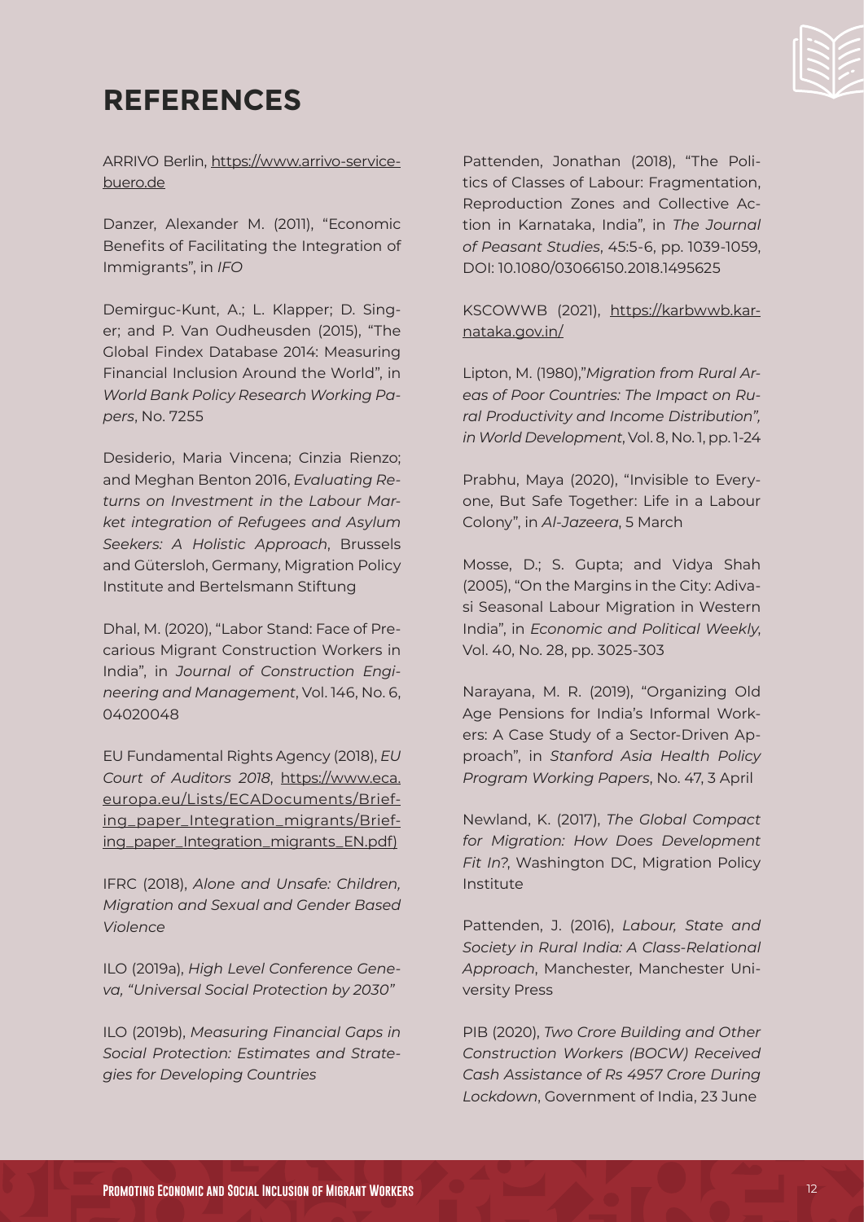# REFERENCES

ARRIVO Berlin, https://www.arrivo-servicebuero.de

Danzer, Alexander M. (2011), "Economic Benefits of Facilitating the Integration of Immigrants", in *IFO*

Demirguc-Kunt, A.; L. Klapper; D. Singer; and P. Van Oudheusden (2015), "The Global Findex Database 2014: Measuring Financial Inclusion Around the World", in *World Bank Policy Research Working Papers*, No. 7255

Desiderio, Maria Vincena; Cinzia Rienzo; and Meghan Benton 2016, *Evaluating Returns on Investment in the Labour Market integration of Refugees and Asylum Seekers: A Holistic Approach*, Brussels and Gütersloh, Germany, Migration Policy Institute and Bertelsmann Stiftung

Dhal, M. (2020), "Labor Stand: Face of Precarious Migrant Construction Workers in India", in *Journal of Construction Engineering and Management*, Vol. 146, No. 6, 04020048

EU Fundamental Rights Agency (2018), *EU Court of Auditors 2018*, https://www.eca.europa.eu/Lists/ECADocuments/Briefing_paper_Integration_migrants/Briefing_paper_Integration_migrants_EN.pdf)

IFRC (2018), *Alone and Unsafe: Children, Migration and Sexual and Gender Based Violence*

ILO (2019a), *High Level Conference Geneva, "Universal Social Protection by 2030"*

ILO (2019b), *Measuring Financial Gaps in Social Protection: Estimates and Strategies for Developing Countries*

Pattenden, Jonathan (2018), "The Politics of Classes of Labour: Fragmentation, Reproduction Zones and Collective Action in Karnataka, India", in *The Journal of Peasant Studies*, 45:5-6, pp. 1039-1059, DOI: 10.1080/03066150.2018.1495625

KSCOWWB (2021), https://karbwwb.karnataka.gov.in/

Lipton, M. (1980),"*Migration from Rural Areas of Poor Countries: The Impact on Rural Productivity and Income Distribution", in World Development*, Vol. 8, No. 1, pp. 1-24

Prabhu, Maya (2020), "Invisible to Everyone, But Safe Together: Life in a Labour Colony", in *Al-Jazeera*, 5 March

Mosse, D.; S. Gupta; and Vidya Shah (2005), "On the Margins in the City: Adivasi Seasonal Labour Migration in Western India", in *Economic and Political Weekly*, Vol. 40, No. 28, pp. 3025-303

Narayana, M. R. (2019), "Organizing Old Age Pensions for India's Informal Workers: A Case Study of a Sector-Driven Approach", in *Stanford Asia Health Policy Program Working Papers*, No. 47, 3 April

Newland, K. (2017), *The Global Compact for Migration: How Does Development Fit In?*, Washington DC, Migration Policy Institute

Pattenden, J. (2016), *Labour, State and Society in Rural India: A Class-Relational Approach*, Manchester, Manchester University Press

PIB (2020), *Two Crore Building and Other Construction Workers (BOCW) Received Cash Assistance of Rs 4957 Crore During Lockdown*, Government of India, 23 June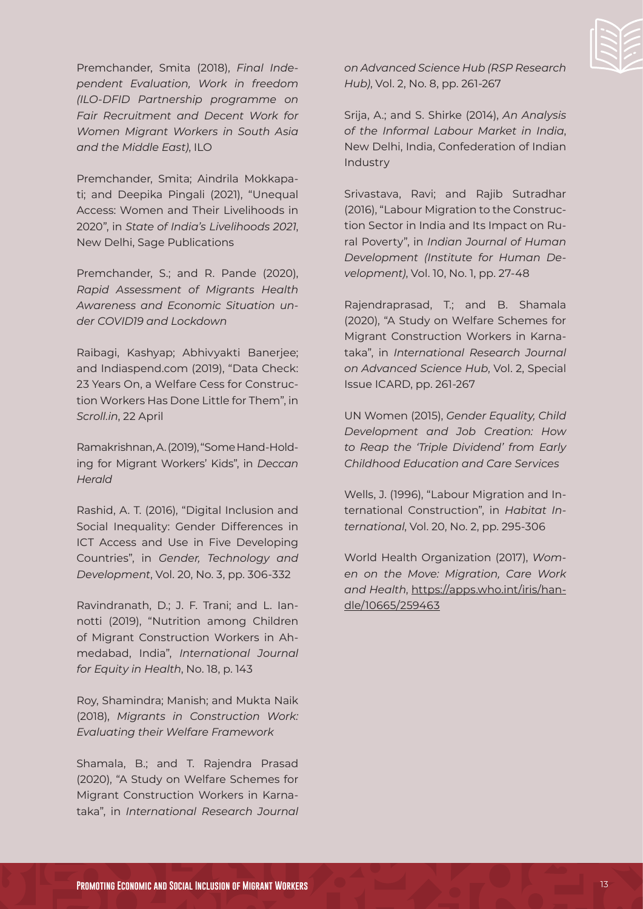Premchander, Smita (2018), *Final Independent Evaluation, Work in freedom (ILO-DFID Partnership programme on Fair Recruitment and Decent Work for Women Migrant Workers in South Asia and the Middle East)*, ILO

Premchander, Smita; Aindrila Mokkapati; and Deepika Pingali (2021), "Unequal Access: Women and Their Livelihoods in 2020", in *State of India's Livelihoods 2021*, New Delhi, Sage Publications

Premchander, S.; and R. Pande (2020), *Rapid Assessment of Migrants Health Awareness and Economic Situation under COVID19 and Lockdown*

Raibagi, Kashyap; Abhivyakti Banerjee; and Indiaspend.com (2019), "Data Check: 23 Years On, a Welfare Cess for Construction Workers Has Done Little for Them", in *Scroll.in*, 22 April

Ramakrishnan, A. (2019), "Some Hand-Holding for Migrant Workers' Kids", in *Deccan Herald*

Rashid, A. T. (2016), "Digital Inclusion and Social Inequality: Gender Differences in ICT Access and Use in Five Developing Countries", in *Gender, Technology and Development*, Vol. 20, No. 3, pp. 306-332

Ravindranath, D.; J. F. Trani; and L. Iannotti (2019), "Nutrition among Children of Migrant Construction Workers in Ahmedabad, India", *International Journal for Equity in Health*, No. 18, p. 143

Roy, Shamindra; Manish; and Mukta Naik (2018), *Migrants in Construction Work: Evaluating their Welfare Framework*

Shamala, B.; and T. Rajendra Prasad (2020), "A Study on Welfare Schemes for Migrant Construction Workers in Karnataka", in *International Research Journal on Advanced Science Hub (RSP Research Hub)*, Vol. 2, No. 8, pp. 261-267

Srija, A.; and S. Shirke (2014), *An Analysis of the Informal Labour Market in India*, New Delhi, India, Confederation of Indian Industry

Srivastava, Ravi; and Rajib Sutradhar (2016), "Labour Migration to the Construction Sector in India and Its Impact on Rural Poverty", in *Indian Journal of Human Development (Institute for Human Development)*, Vol. 10, No. 1, pp. 27-48

Rajendraprasad, T.; and B. Shamala (2020), "A Study on Welfare Schemes for Migrant Construction Workers in Karnataka", in *International Research Journal on Advanced Science Hub*, Vol. 2, Special Issue ICARD, pp. 261-267

UN Women (2015), *Gender Equality, Child Development and Job Creation: How to Reap the 'Triple Dividend' from Early Childhood Education and Care Services*

Wells, J. (1996), "Labour Migration and International Construction", in *Habitat International*, Vol. 20, No. 2, pp. 295-306

World Health Organization (2017), *Women on the Move: Migration, Care Work and Health*, https://apps.who.int/iris/handle/10665/259463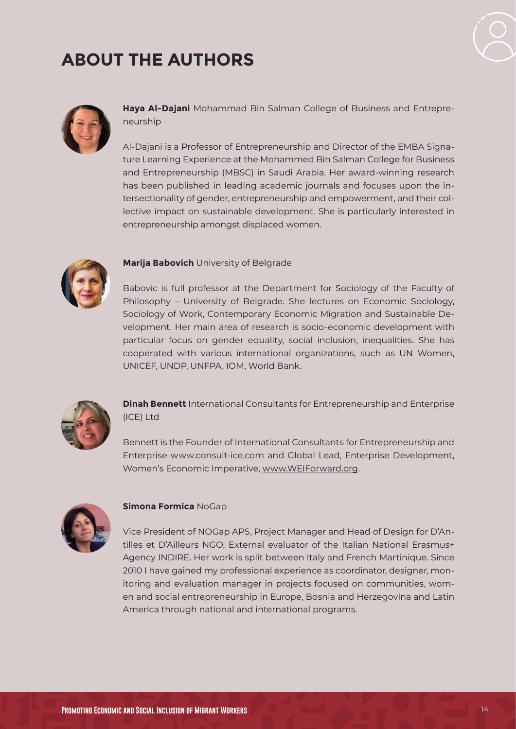# ABOUT THE AUTHORS

**Haya Al-Dajani** Mohammad Bin Salman College of Business and Entrepreneurship

Al-Dajani is a Professor of Entrepreneurship and Director of the EMBA Signature Learning Experience at the Mohammed Bin Salman College for Business and Entrepreneurship (MBSC) in Saudi Arabia. Her award-winning research has been published in leading academic journals and focuses upon the intersectionality of gender, entrepreneurship and empowerment, and their collective impact on sustainable development. She is particularly interested in entrepreneurship amongst displaced women.

**Marija Babovich** University of Belgrade

Babovic is full professor at the Department for Sociology of the Faculty of Philosophy – University of Belgrade. She lectures on Economic Sociology, Sociology of Work, Contemporary Economic Migration and Sustainable Development. Her main area of research is socio-economic development with particular focus on gender equality, social inclusion, inequalities. She has cooperated with various international organizations, such as UN Women, UNICEF, UNDP, UNFPA, IOM, World Bank.

**Dinah Bennett** International Consultants for Entrepreneurship and Enterprise (ICE) Ltd

Bennett is the Founder of International Consultants for Entrepreneurship and Enterprise www.consult-ice.com and Global Lead, Enterprise Development, Women's Economic Imperative, www.WEIForward.org.

**Simona Formica** NoGap

Vice President of NOGap APS, Project Manager and Head of Design for D'Antilles et D'Ailleurs NGO, External evaluator of the Italian National Erasmus+ Agency INDIRE. Her work is split between Italy and French Martinique. Since 2010 I have gained my professional experience as coordinator, designer, monitoring and evaluation manager in projects focused on communities, women and social entrepreneurship in Europe, Bosnia and Herzegovina and Latin America through national and international programs.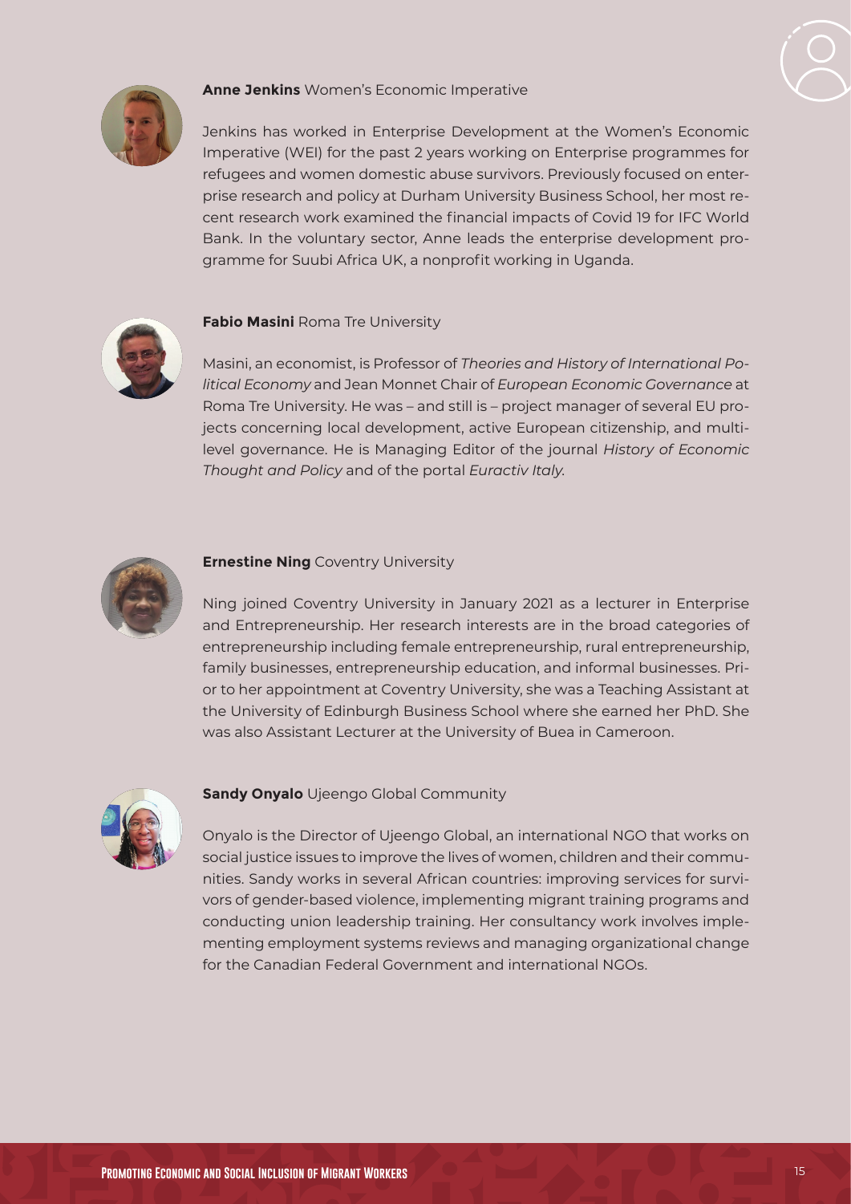**Anne Jenkins** Women's Economic Imperative

Jenkins has worked in Enterprise Development at the Women's Economic Imperative (WEI) for the past 2 years working on Enterprise programmes for refugees and women domestic abuse survivors. Previously focused on enterprise research and policy at Durham University Business School, her most recent research work examined the financial impacts of Covid 19 for IFC World Bank. In the voluntary sector, Anne leads the enterprise development programme for Suubi Africa UK, a nonprofit working in Uganda.

**Fabio Masini** Roma Tre University

Masini, an economist, is Professor of *Theories and History of International Political Economy* and Jean Monnet Chair of *European Economic Governance* at Roma Tre University. He was – and still is – project manager of several EU projects concerning local development, active European citizenship, and multilevel governance. He is Managing Editor of the journal *History of Economic Thought and Policy* and of the portal *Euractiv Italy.*

**Ernestine Ning** Coventry University

Ning joined Coventry University in January 2021 as a lecturer in Enterprise and Entrepreneurship. Her research interests are in the broad categories of entrepreneurship including female entrepreneurship, rural entrepreneurship, family businesses, entrepreneurship education, and informal businesses. Prior to her appointment at Coventry University, she was a Teaching Assistant at the University of Edinburgh Business School where she earned her PhD. She was also Assistant Lecturer at the University of Buea in Cameroon.

**Sandy Onyalo** Ujeengo Global Community

Onyalo is the Director of Ujeengo Global, an international NGO that works on social justice issues to improve the lives of women, children and their communities. Sandy works in several African countries: improving services for survivors of gender-based violence, implementing migrant training programs and conducting union leadership training. Her consultancy work involves implementing employment systems reviews and managing organizational change for the Canadian Federal Government and international NGOs.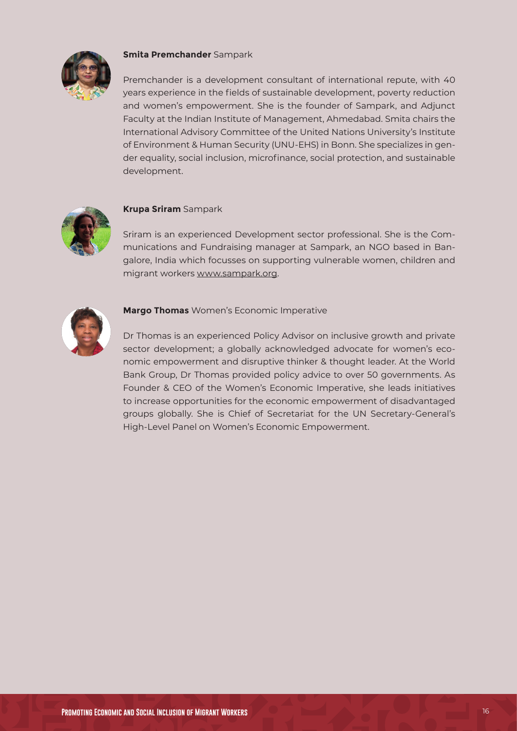**Smita Premchander** Sampark

Premchander is a development consultant of international repute, with 40 years experience in the fields of sustainable development, poverty reduction and women's empowerment. She is the founder of Sampark, and Adjunct Faculty at the Indian Institute of Management, Ahmedabad. Smita chairs the International Advisory Committee of the United Nations University's Institute of Environment & Human Security (UNU-EHS) in Bonn. She specializes in gender equality, social inclusion, microfinance, social protection, and sustainable development.

**Krupa Sriram** Sampark

Sriram is an experienced Development sector professional. She is the Communications and Fundraising manager at Sampark, an NGO based in Bangalore, India which focusses on supporting vulnerable women, children and migrant workers www.sampark.org.

**Margo Thomas** Women's Economic Imperative

Dr Thomas is an experienced Policy Advisor on inclusive growth and private sector development; a globally acknowledged advocate for women's economic empowerment and disruptive thinker & thought leader. At the World Bank Group, Dr Thomas provided policy advice to over 50 governments. As Founder & CEO of the Women's Economic Imperative, she leads initiatives to increase opportunities for the economic empowerment of disadvantaged groups globally. She is Chief of Secretariat for the UN Secretary-General's High-Level Panel on Women's Economic Empowerment.